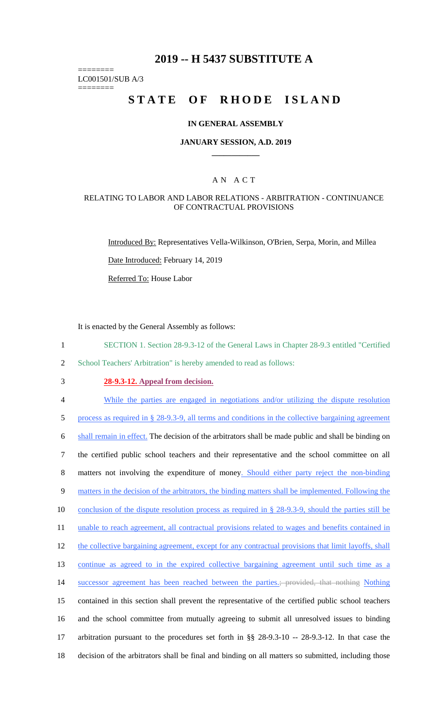# 2019 -- H 5437 SUBSTITUTE A

========
LC001501/SUB A/3
========

# STATE OF RHODE ISLAND

## IN GENERAL ASSEMBLY

### JANUARY SESSION, A.D. 2019

---

## A N A C T

### RELATING TO LABOR AND LABOR RELATIONS - ARBITRATION - CONTINUANCE OF CONTRACTUAL PROVISIONS

Introduced By: Representatives Vella-Wilkinson, O'Brien, Serpa, Morin, and Millea

Date Introduced: February 14, 2019

Referred To: House Labor

It is enacted by the General Assembly as follows:

1 SECTION 1. Section 28-9.3-12 of the General Laws in Chapter 28-9.3 entitled "Certified
2 School Teachers' Arbitration" is hereby amended to read as follows:

3 **28-9.3-12. Appeal from decision.**

4 While the parties are engaged in negotiations and/or utilizing the dispute resolution
5 process as required in § 28-9.3-9, all terms and conditions in the collective bargaining agreement
6 shall remain in effect. The decision of the arbitrators shall be made public and shall be binding on
7 the certified public school teachers and their representative and the school committee on all
8 matters not involving the expenditure of money. Should either party reject the non-binding
9 matters in the decision of the arbitrators, the binding matters shall be implemented. Following the
10 conclusion of the dispute resolution process as required in § 28-9.3-9, should the parties still be
11 unable to reach agreement, all contractual provisions related to wages and benefits contained in
12 the collective bargaining agreement, except for any contractual provisions that limit layoffs, shall
13 continue as agreed to in the expired collective bargaining agreement until such time as a
14 successor agreement has been reached between the parties.~~; provided, that nothing~~ Nothing
15 contained in this section shall prevent the representative of the certified public school teachers
16 and the school committee from mutually agreeing to submit all unresolved issues to binding
17 arbitration pursuant to the procedures set forth in §§ 28-9.3-10 -- 28-9.3-12. In that case the
18 decision of the arbitrators shall be final and binding on all matters so submitted, including those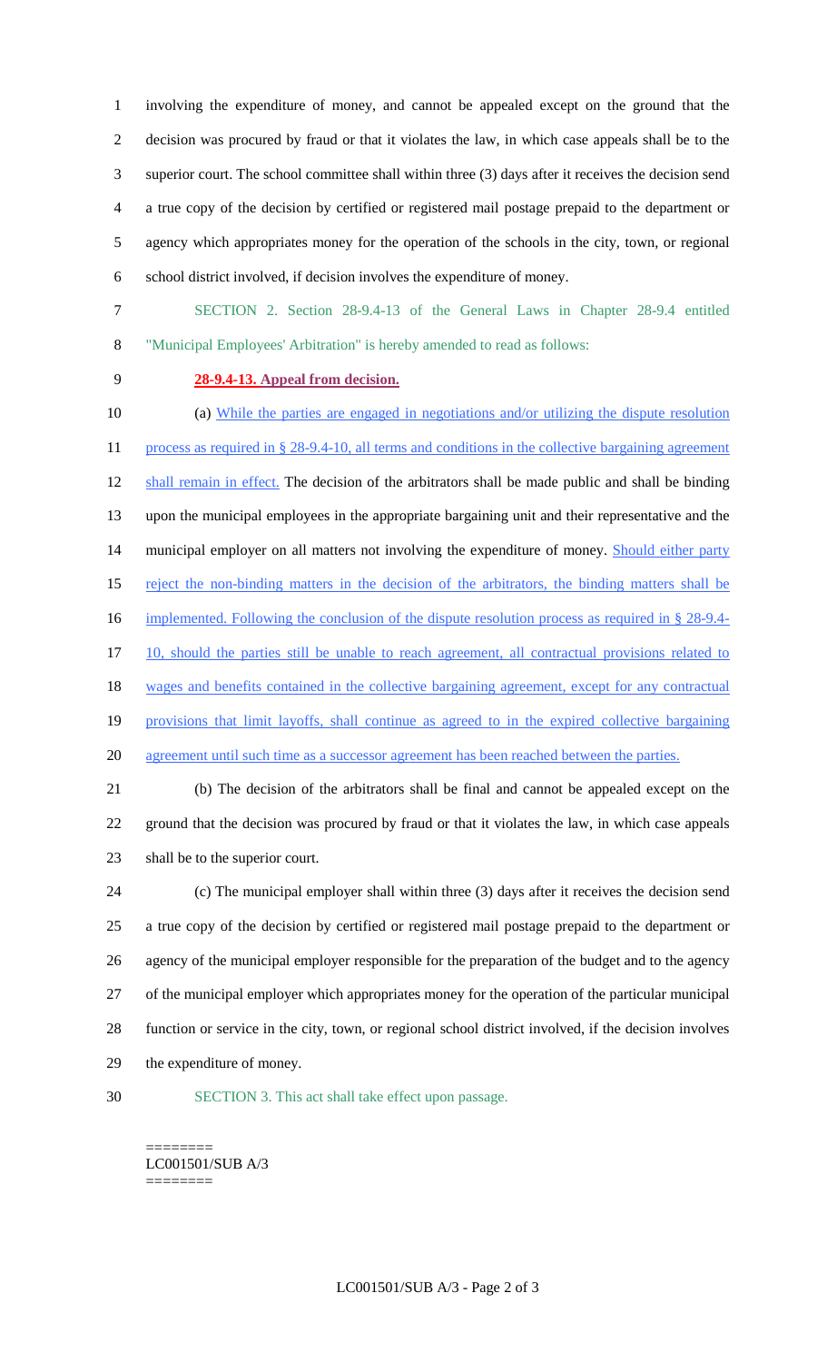involving the expenditure of money, and cannot be appealed except on the ground that the decision was procured by fraud or that it violates the law, in which case appeals shall be to the superior court. The school committee shall within three (3) days after it receives the decision send a true copy of the decision by certified or registered mail postage prepaid to the department or agency which appropriates money for the operation of the schools in the city, town, or regional school district involved, if decision involves the expenditure of money.

SECTION 2. Section 28-9.4-13 of the General Laws in Chapter 28-9.4 entitled "Municipal Employees' Arbitration" is hereby amended to read as follows:

**28-9.4-13. Appeal from decision.**

(a) While the parties are engaged in negotiations and/or utilizing the dispute resolution process as required in § 28-9.4-10, all terms and conditions in the collective bargaining agreement shall remain in effect. The decision of the arbitrators shall be made public and shall be binding upon the municipal employees in the appropriate bargaining unit and their representative and the municipal employer on all matters not involving the expenditure of money. Should either party reject the non-binding matters in the decision of the arbitrators, the binding matters shall be implemented. Following the conclusion of the dispute resolution process as required in § 28-9.4-10, should the parties still be unable to reach agreement, all contractual provisions related to wages and benefits contained in the collective bargaining agreement, except for any contractual provisions that limit layoffs, shall continue as agreed to in the expired collective bargaining agreement until such time as a successor agreement has been reached between the parties.

(b) The decision of the arbitrators shall be final and cannot be appealed except on the ground that the decision was procured by fraud or that it violates the law, in which case appeals shall be to the superior court.

(c) The municipal employer shall within three (3) days after it receives the decision send a true copy of the decision by certified or registered mail postage prepaid to the department or agency of the municipal employer responsible for the preparation of the budget and to the agency of the municipal employer which appropriates money for the operation of the particular municipal function or service in the city, town, or regional school district involved, if the decision involves the expenditure of money.

SECTION 3. This act shall take effect upon passage.

========
LC001501/SUB A/3
========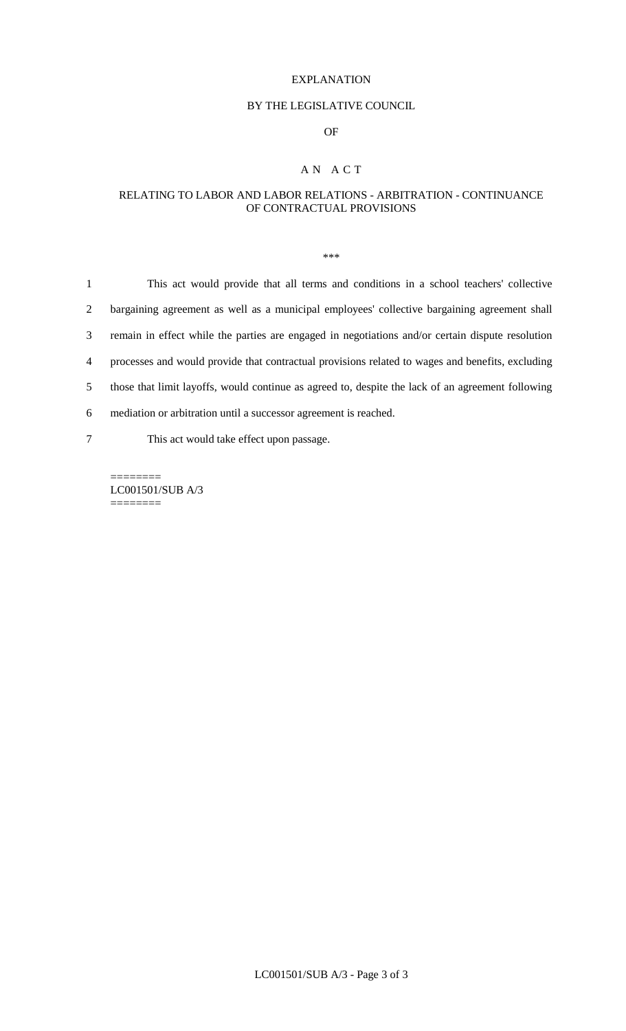EXPLANATION

BY THE LEGISLATIVE COUNCIL

OF

A N A C T

RELATING TO LABOR AND LABOR RELATIONS - ARBITRATION - CONTINUANCE OF CONTRACTUAL PROVISIONS

***

1 This act would provide that all terms and conditions in a school teachers' collective
2 bargaining agreement as well as a municipal employees' collective bargaining agreement shall
3 remain in effect while the parties are engaged in negotiations and/or certain dispute resolution
4 processes and would provide that contractual provisions related to wages and benefits, excluding
5 those that limit layoffs, would continue as agreed to, despite the lack of an agreement following
6 mediation or arbitration until a successor agreement is reached.

7 This act would take effect upon passage.

========
LC001501/SUB A/3
========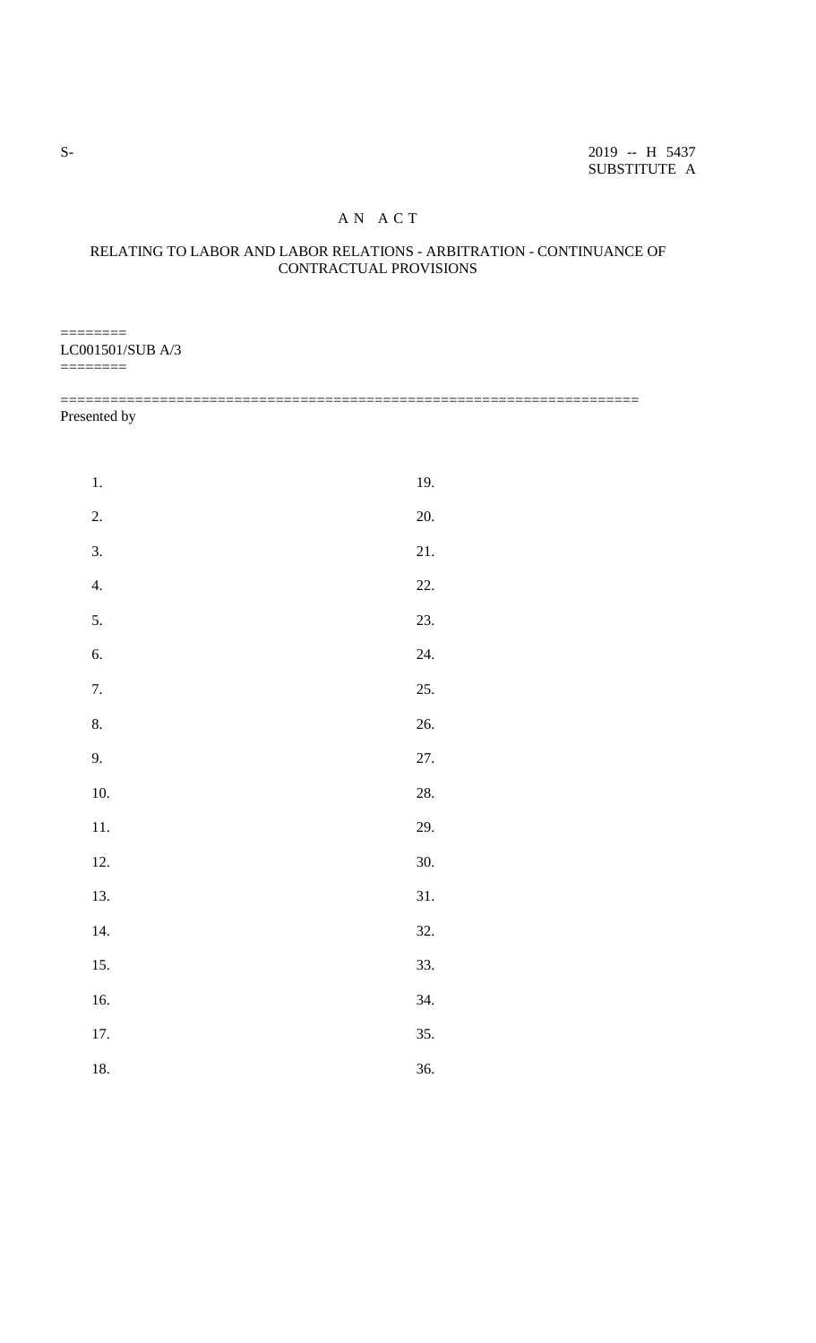S-

2019 -- H 5437
SUBSTITUTE A

# A N A C T

RELATING TO LABOR AND LABOR RELATIONS - ARBITRATION - CONTINUANCE OF CONTRACTUAL PROVISIONS

========
LC001501/SUB A/3
========

====================================================================
Presented by

| | |
|---|---|
| 1. | 19. |
| 2. | 20. |
| 3. | 21. |
| 4. | 22. |
| 5. | 23. |
| 6. | 24. |
| 7. | 25. |
| 8. | 26. |
| 9. | 27. |
| 10. | 28. |
| 11. | 29. |
| 12. | 30. |
| 13. | 31. |
| 14. | 32. |
| 15. | 33. |
| 16. | 34. |
| 17. | 35. |
| 18. | 36. |